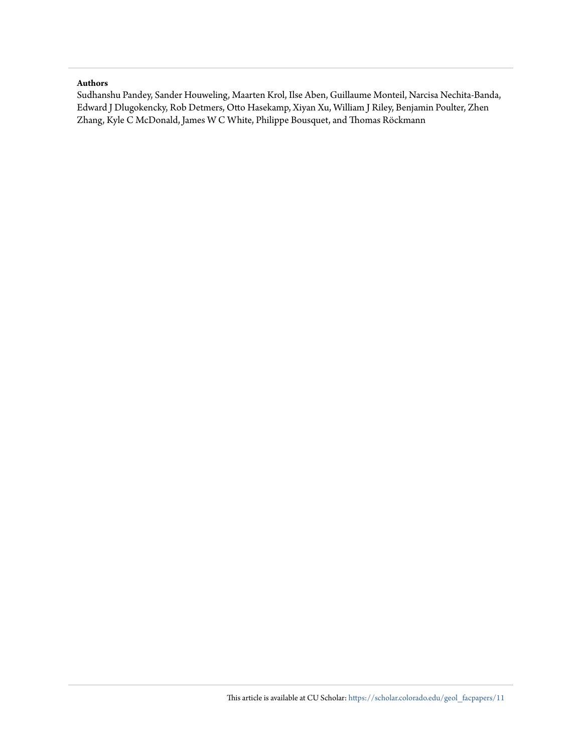**Authors**

Sudhanshu Pandey, Sander Houweling, Maarten Krol, Ilse Aben, Guillaume Monteil, Narcisa Nechita-Banda, Edward J Dlugokencky, Rob Detmers, Otto Hasekamp, Xiyan Xu, William J Riley, Benjamin Poulter, Zhen Zhang, Kyle C McDonald, James W C White, Philippe Bousquet, and Thomas Röckmann

This article is available at CU Scholar: https://scholar.colorado.edu/geol_facpapers/11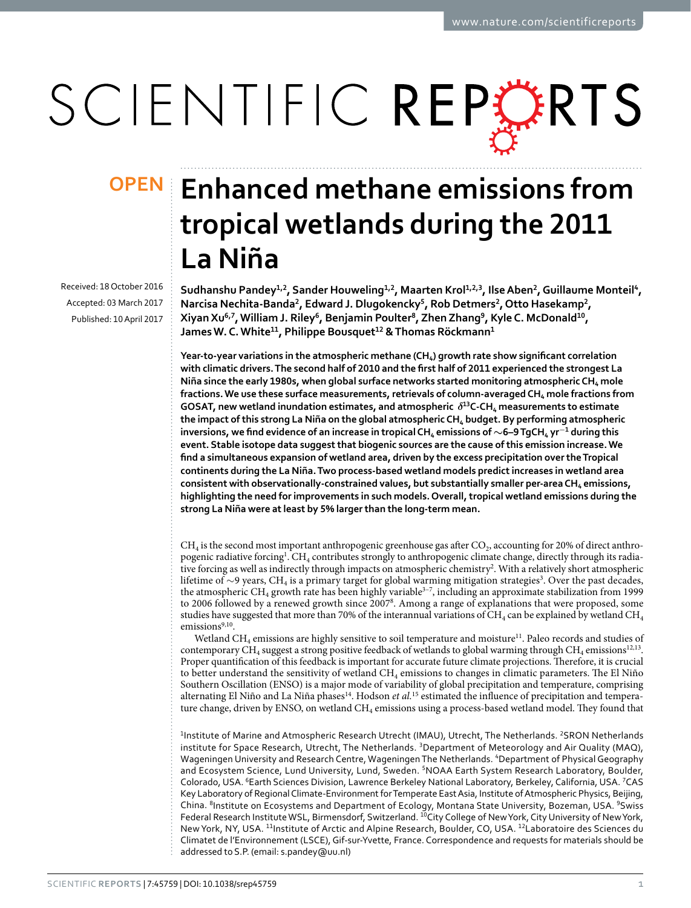# Enhanced methane emissions from tropical wetlands during the 2011 La Niña

Received: 18 October 2016

Accepted: 03 March 2017

Published: 10 April 2017

Sudhanshu Pandey[1,2], Sander Houweling[1,2], Maarten Krol[1,2,3], Ilse Aben[2], Guillaume Monteil[4], Narcisa Nechita-Banda[2], Edward J. Dlugokencky[5], Rob Detmers[2], Otto Hasekamp[2], Xiyan Xu[6,7], William J. Riley[6], Benjamin Poulter[8], Zhen Zhang[9], Kyle C. McDonald[10], James W. C. White[11], Philippe Bousquet[12] & Thomas Röckmann[1]

**Year-to-year variations in the atmospheric methane ($CH_4$) growth rate show significant correlation with climatic drivers. The second half of 2010 and the first half of 2011 experienced the strongest La Niña since the early 1980s, when global surface networks started monitoring atmospheric $CH_4$ mole fractions. We use these surface measurements, retrievals of column-averaged $CH_4$ mole fractions from GOSAT, new wetland inundation estimates, and atmospheric $\delta^{13}C$-$CH_4$ measurements to estimate the impact of this strong La Niña on the global atmospheric $CH_4$ budget. By performing atmospheric inversions, we find evidence of an increase in tropical $CH_4$ emissions of $\sim$6–9 $TgCH_4\ yr^{-1}$ during this event. Stable isotope data suggest that biogenic sources are the cause of this emission increase. We find a simultaneous expansion of wetland area, driven by the excess precipitation over the Tropical continents during the La Niña. Two process-based wetland models predict increases in wetland area consistent with observationally-constrained values, but substantially smaller per-area $CH_4$ emissions, highlighting the need for improvements in such models. Overall, tropical wetland emissions during the strong La Niña were at least by 5% larger than the long-term mean.**

$CH_4$ is the second most important anthropogenic greenhouse gas after $CO_2$, accounting for 20% of direct anthropogenic radiative forcing[1]. $CH_4$ contributes strongly to anthropogenic climate change, directly through its radiative forcing as well as indirectly through impacts on atmospheric chemistry[2]. With a relatively short atmospheric lifetime of $\sim$9 years, $CH_4$ is a primary target for global warming mitigation strategies[3]. Over the past decades, the atmospheric $CH_4$ growth rate has been highly variable[3–7], including an approximate stabilization from 1999 to 2006 followed by a renewed growth since 2007[8]. Among a range of explanations that were proposed, some studies have suggested that more than 70% of the interannual variations of $CH_4$ can be explained by wetland $CH_4$ emissions[9,10].

Wetland $CH_4$ emissions are highly sensitive to soil temperature and moisture[11]. Paleo records and studies of contemporary $CH_4$ suggest a strong positive feedback of wetlands to global warming through $CH_4$ emissions[12,13]. Proper quantification of this feedback is important for accurate future climate projections. Therefore, it is crucial to better understand the sensitivity of wetland $CH_4$ emissions to changes in climatic parameters. The El Niño Southern Oscillation (ENSO) is a major mode of variability of global precipitation and temperature, comprising alternating El Niño and La Niña phases[14]. Hodson *et al.*[15] estimated the influence of precipitation and temperature change, driven by ENSO, on wetland $CH_4$ emissions using a process-based wetland model. They found that

[1]Institute of Marine and Atmospheric Research Utrecht (IMAU), Utrecht, The Netherlands. [2]SRON Netherlands institute for Space Research, Utrecht, The Netherlands. [3]Department of Meteorology and Air Quality (MAQ), Wageningen University and Research Centre, Wageningen The Netherlands. [4]Department of Physical Geography and Ecosystem Science, Lund University, Lund, Sweden. [5]NOAA Earth System Research Laboratory, Boulder, Colorado, USA. [6]Earth Sciences Division, Lawrence Berkeley National Laboratory, Berkeley, California, USA. [7]CAS Key Laboratory of Regional Climate-Environment for Temperate East Asia, Institute of Atmospheric Physics, Beijing, China. [8]Institute on Ecosystems and Department of Ecology, Montana State University, Bozeman, USA. [9]Swiss Federal Research Institute WSL, Birmensdorf, Switzerland. [10]City College of New York, City University of New York, New York, NY, USA. [11]Institute of Arctic and Alpine Research, Boulder, CO, USA. [12]Laboratoire des Sciences du Climatet de l'Environnement (LSCE), Gif-sur-Yvette, France. Correspondence and requests for materials should be addressed to S.P. (email: s.pandey@uu.nl)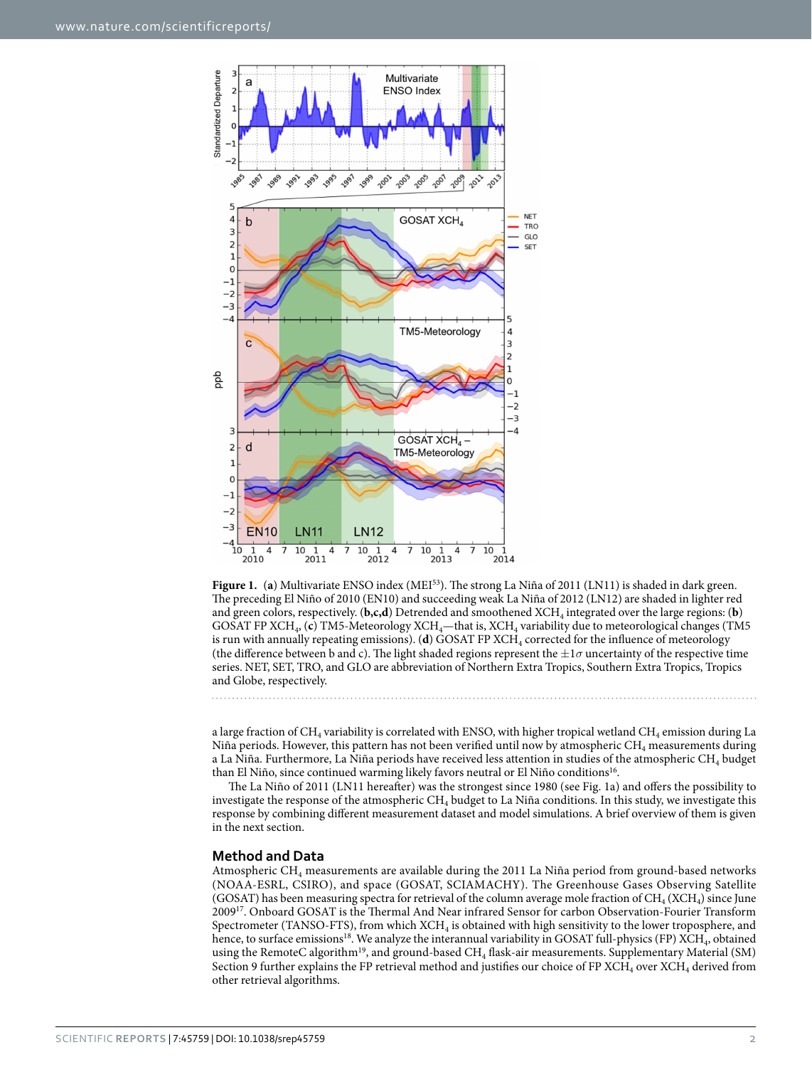**Figure 1.** (**a**) Multivariate ENSO index (MEI[53]). The strong La Niña of 2011 (LN11) is shaded in dark green. The preceding El Niño of 2010 (EN10) and succeeding weak La Niña of 2012 (LN12) are shaded in lighter red and green colors, respectively. (**b,c,d**) Detrended and smoothened $XCH_4$ integrated over the large regions: (**b**) GOSAT FP $XCH_4$, (**c**) TM5-Meteorology $XCH_4$—that is, $XCH_4$ variability due to meteorological changes (TM5 is run with annually repeating emissions). (**d**) GOSAT FP $XCH_4$ corrected for the influence of meteorology (the difference between b and c). The light shaded regions represent the $\pm 1\sigma$ uncertainty of the respective time series. NET, SET, TRO, and GLO are abbreviation of Northern Extra Tropics, Southern Extra Tropics, Tropics and Globe, respectively.

a large fraction of $CH_4$ variability is correlated with ENSO, with higher tropical wetland $CH_4$ emission during La Niña periods. However, this pattern has not been verified until now by atmospheric $CH_4$ measurements during a La Niña. Furthermore, La Niña periods have received less attention in studies of the atmospheric $CH_4$ budget than El Niño, since continued warming likely favors neutral or El Niño conditions[16].

The La Niña of 2011 (LN11 hereafter) was the strongest since 1980 (see Fig. 1a) and offers the possibility to investigate the response of the atmospheric $CH_4$ budget to La Niña conditions. In this study, we investigate this response by combining different measurement dataset and model simulations. A brief overview of them is given in the next section.

## Method and Data

Atmospheric $CH_4$ measurements are available during the 2011 La Niña period from ground-based networks (NOAA-ESRL, CSIRO), and space (GOSAT, SCIAMACHY). The Greenhouse Gases Observing Satellite (GOSAT) has been measuring spectra for retrieval of the column average mole fraction of $CH_4$ ($XCH_4$) since June 2009[17]. Onboard GOSAT is the Thermal And Near infrared Sensor for carbon Observation-Fourier Transform Spectrometer (TANSO-FTS), from which $XCH_4$ is obtained with high sensitivity to the lower troposphere, and hence, to surface emissions[18]. We analyze the interannual variability in GOSAT full-physics (FP) $XCH_4$, obtained using the RemoteC algorithm[19], and ground-based $CH_4$ flask-air measurements. Supplementary Material (SM) Section 9 further explains the FP retrieval method and justifies our choice of FP $XCH_4$ over $XCH_4$ derived from other retrieval algorithms.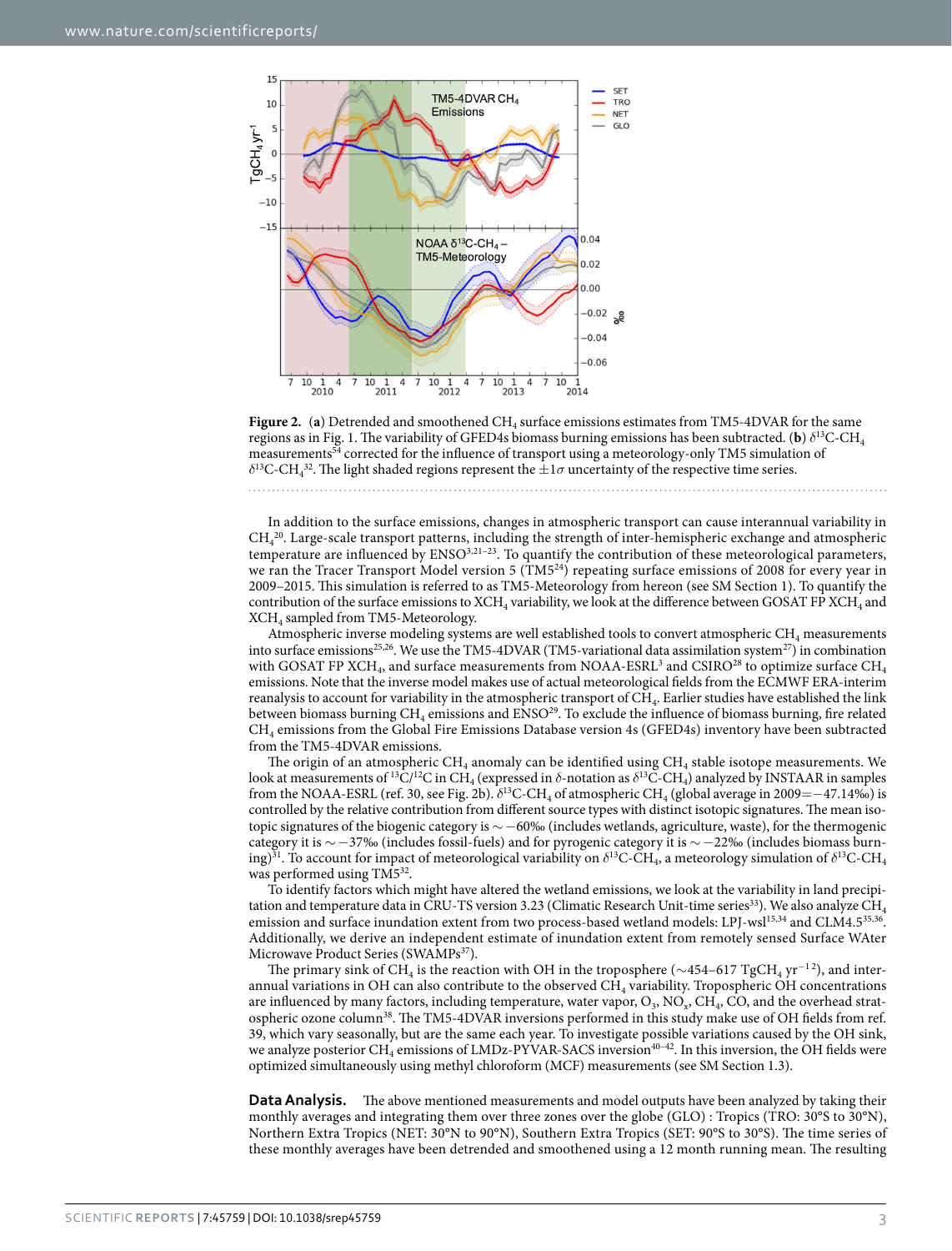**Figure 2.** (**a**) Detrended and smoothened $CH_4$ surface emissions estimates from TM5-4DVAR for the same regions as in Fig. 1. The variability of GFED4s biomass burning emissions has been subtracted. (**b**) $\delta^{13}C$-$CH_4$ measurements[54] corrected for the influence of transport using a meteorology-only TM5 simulation of $\delta^{13}C$-$CH_4$[32]. The light shaded regions represent the $\pm 1\sigma$ uncertainty of the respective time series.

In addition to the surface emissions, changes in atmospheric transport can cause interannual variability in $CH_4$[20]. Large-scale transport patterns, including the strength of inter-hemispheric exchange and atmospheric temperature are influenced by ENSO[3,21–23]. To quantify the contribution of these meteorological parameters, we ran the Tracer Transport Model version 5 (TM5[24]) repeating surface emissions of 2008 for every year in 2009–2015. This simulation is referred to as TM5-Meteorology from hereon (see SM Section 1). To quantify the contribution of the surface emissions to $XCH_4$ variability, we look at the difference between GOSAT FP $XCH_4$ and $XCH_4$ sampled from TM5-Meteorology.

Atmospheric inverse modeling systems are well established tools to convert atmospheric $CH_4$ measurements into surface emissions[25,26]. We use the TM5-4DVAR (TM5-variational data assimilation system[27]) in combination with GOSAT FP $XCH_4$, and surface measurements from NOAA-ESRL[3] and CSIRO[28] to optimize surface $CH_4$ emissions. Note that the inverse model makes use of actual meteorological fields from the ECMWF ERA-interim reanalysis to account for variability in the atmospheric transport of $CH_4$. Earlier studies have established the link between biomass burning $CH_4$ emissions and ENSO[29]. To exclude the influence of biomass burning, fire related $CH_4$ emissions from the Global Fire Emissions Database version 4s (GFED4s) inventory have been subtracted from the TM5-4DVAR emissions.

The origin of an atmospheric $CH_4$ anomaly can be identified using $CH_4$ stable isotope measurements. We look at measurements of $^{13}C/^{12}C$ in $CH_4$ (expressed in $\delta$-notation as $\delta^{13}C$-$CH_4$) analyzed by INSTAAR in samples from the NOAA-ESRL (ref. 30, see Fig. 2b). $\delta^{13}C$-$CH_4$ of atmospheric $CH_4$ (global average in 2009 = −47.14‰) is controlled by the relative contribution from different source types with distinct isotopic signatures. The mean isotopic signatures of the biogenic category is ~−60‰ (includes wetlands, agriculture, waste), for the thermogenic category it is ~−37‰ (includes fossil-fuels) and for pyrogenic category it is ~−22‰ (includes biomass burning)[31]. To account for impact of meteorological variability on $\delta^{13}C$-$CH_4$, a meteorology simulation of $\delta^{13}C$-$CH_4$ was performed using TM5[32].

To identify factors which might have altered the wetland emissions, we look at the variability in land precipitation and temperature data in CRU-TS version 3.23 (Climatic Research Unit-time series[33]). We also analyze $CH_4$ emission and surface inundation extent from two process-based wetland models: LPJ-wsl[15,34] and CLM4.5[35,36]. Additionally, we derive an independent estimate of inundation extent from remotely sensed Surface WAter Microwave Product Series (SWAMPs[37]).

The primary sink of $CH_4$ is the reaction with OH in the troposphere (~454–617 $TgCH_4\ yr^{-1}$[2]), and interannual variations in OH can also contribute to the observed $CH_4$ variability. Tropospheric OH concentrations are influenced by many factors, including temperature, water vapor, $O_3$, $NO_x$, $CH_4$, CO, and the overhead stratospheric ozone column[38]. The TM5-4DVAR inversions performed in this study make use of OH fields from ref. 39, which vary seasonally, but are the same each year. To investigate possible variations caused by the OH sink, we analyze posterior $CH_4$ emissions of LMDz-PYVAR-SACS inversion[40–42]. In this inversion, the OH fields were optimized simultaneously using methyl chloroform (MCF) measurements (see SM Section 1.3).

**Data Analysis.** The above mentioned measurements and model outputs have been analyzed by taking their monthly averages and integrating them over three zones over the globe (GLO) : Tropics (TRO: 30°S to 30°N), Northern Extra Tropics (NET: 30°N to 90°N), Southern Extra Tropics (SET: 90°S to 30°S). The time series of these monthly averages have been detrended and smoothened using a 12 month running mean. The resulting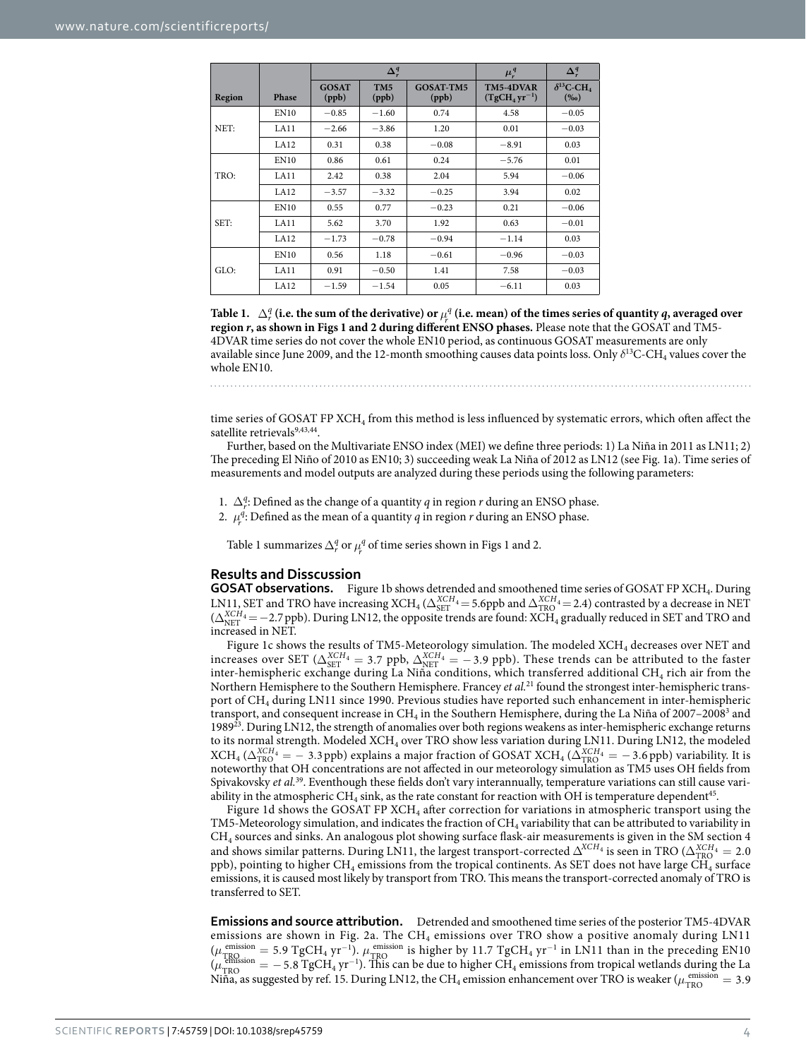| Region | Phase | $\Delta_r^q$ | | | $\mu_r^q$ | $\Delta_r^q$ |
|---|---|---|---|---|---|---|
| | | GOSAT (ppb) | TM5 (ppb) | GOSAT-TM5 (ppb) | TM5-4DVAR ($TgCH_4\,yr^{-1}$) | $\delta^{13}C\text{-}CH_4$ (‰) |
| NET: | EN10 | −0.85 | −1.60 | 0.74 | 4.58 | −0.05 |
| | LA11 | −2.66 | −3.86 | 1.20 | 0.01 | −0.03 |
| | LA12 | 0.31 | 0.38 | −0.08 | −8.91 | 0.03 |
| TRO: | EN10 | 0.86 | 0.61 | 0.24 | −5.76 | 0.01 |
| | LA11 | 2.42 | 0.38 | 2.04 | 5.94 | −0.06 |
| | LA12 | −3.57 | −3.32 | −0.25 | 3.94 | 0.02 |
| SET: | EN10 | 0.55 | 0.77 | −0.23 | 0.21 | −0.06 |
| | LA11 | 5.62 | 3.70 | 1.92 | 0.63 | −0.01 |
| | LA12 | −1.73 | −0.78 | −0.94 | −1.14 | 0.03 |
| GLO: | EN10 | 0.56 | 1.18 | −0.61 | −0.96 | −0.03 |
| | LA11 | 0.91 | −0.50 | 1.41 | 7.58 | −0.03 |
| | LA12 | −1.59 | −1.54 | 0.05 | −6.11 | 0.03 |

**Table 1. $\Delta_r^q$ (i.e. the sum of the derivative) or $\mu_r^q$ (i.e. mean) of the times series of quantity *q*, averaged over region *r*, as shown in Figs 1 and 2 during different ENSO phases.** Please note that the GOSAT and TM5-4DVAR time series do not cover the whole EN10 period, as continuous GOSAT measurements are only available since June 2009, and the 12-month smoothing causes data points loss. Only $\delta^{13}C\text{-}CH_4$ values cover the whole EN10.

time series of GOSAT FP $XCH_4$ from this method is less influenced by systematic errors, which often affect the satellite retrievals[9,43,44].

Further, based on the Multivariate ENSO index (MEI) we define three periods: 1) La Niña in 2011 as LN11; 2) The preceding El Niño of 2010 as EN10; 3) succeeding weak La Niña of 2012 as LN12 (see Fig. 1a). Time series of measurements and model outputs are analyzed during these periods using the following parameters:

1. $\Delta_r^q$: Defined as the change of a quantity *q* in region *r* during an ENSO phase.
2. $\mu_r^q$: Defined as the mean of a quantity *q* in region *r* during an ENSO phase.

Table 1 summarizes $\Delta_r^q$ or $\mu_r^q$ of time series shown in Figs 1 and 2.

## Results and Disscussion

**GOSAT observations.** Figure 1b shows detrended and smoothened time series of GOSAT FP $XCH_4$. During LN11, SET and TRO have increasing $XCH_4$ ($\Delta_{SET}^{XCH_4} = 5.6$ppb and $\Delta_{TRO}^{XCH_4} = 2.4$) contrasted by a decrease in NET ($\Delta_{NET}^{XCH_4} = -2.7$ ppb). During LN12, the opposite trends are found: $XCH_4$ gradually reduced in SET and TRO and increased in NET.

Figure 1c shows the results of TM5-Meteorology simulation. The modeled $XCH_4$ decreases over NET and increases over SET ($\Delta_{SET}^{XCH_4} = 3.7$ ppb, $\Delta_{NET}^{XCH_4} = -3.9$ ppb). These trends can be attributed to the faster inter-hemispheric exchange during La Niña conditions, which transferred additional $CH_4$ rich air from the Northern Hemisphere to the Southern Hemisphere. Francey *et al.*[21] found the strongest inter-hemispheric transport of $CH_4$ during LN11 since 1990. Previous studies have reported such enhancement in inter-hemispheric transport, and consequent increase in $CH_4$ in the Southern Hemisphere, during the La Niña of 2007–2008[3] and 1989[23]. During LN12, the strength of anomalies over both regions weakens as inter-hemispheric exchange returns to its normal strength. Modeled $XCH_4$ over TRO show less variation during LN11. During LN12, the modeled $XCH_4$ ($\Delta_{TRO}^{XCH_4} = -3.3$ ppb) explains a major fraction of GOSAT $XCH_4$ ($\Delta_{TRO}^{XCH_4} = -3.6$ ppb) variability. It is noteworthy that OH concentrations are not affected in our meteorology simulation as TM5 uses OH fields from Spivakovsky *et al.*[39]. Eventhough these fields don't vary interannually, temperature variations can still cause variability in the atmospheric $CH_4$ sink, as the rate constant for reaction with OH is temperature dependent[45].

Figure 1d shows the GOSAT FP $XCH_4$ after correction for variations in atmospheric transport using the TM5-Meteorology simulation, and indicates the fraction of $CH_4$ variability that can be attributed to variability in $CH_4$ sources and sinks. An analogous plot showing surface flask-air measurements is given in the SM section 4 and shows similar patterns. During LN11, the largest transport-corrected $\Delta^{XCH_4}$ is seen in TRO ($\Delta_{TRO}^{XCH_4} = 2.0$ ppb), pointing to higher $CH_4$ emissions from the tropical continents. As SET does not have large $CH_4$ surface emissions, it is caused most likely by transport from TRO. This means the transport-corrected anomaly of TRO is transferred to SET.

**Emissions and source attribution.** Detrended and smoothened time series of the posterior TM5-4DVAR emissions are shown in Fig. 2a. The $CH_4$ emissions over TRO show a positive anomaly during LN11 ($\mu_{TRO}^{emission} = 5.9$ $TgCH_4\,yr^{-1}$). $\mu_{TRO}^{emission}$ is higher by 11.7 $TgCH_4\,yr^{-1}$ in LN11 than in the preceding EN10 ($\mu_{TRO}^{emission} = -5.8$ $TgCH_4\,yr^{-1}$). This can be due to higher $CH_4$ emissions from tropical wetlands during the La Niña, as suggested by ref. 15. During LN12, the $CH_4$ emission enhancement over TRO is weaker ($\mu_{TRO}^{emission} = 3.9$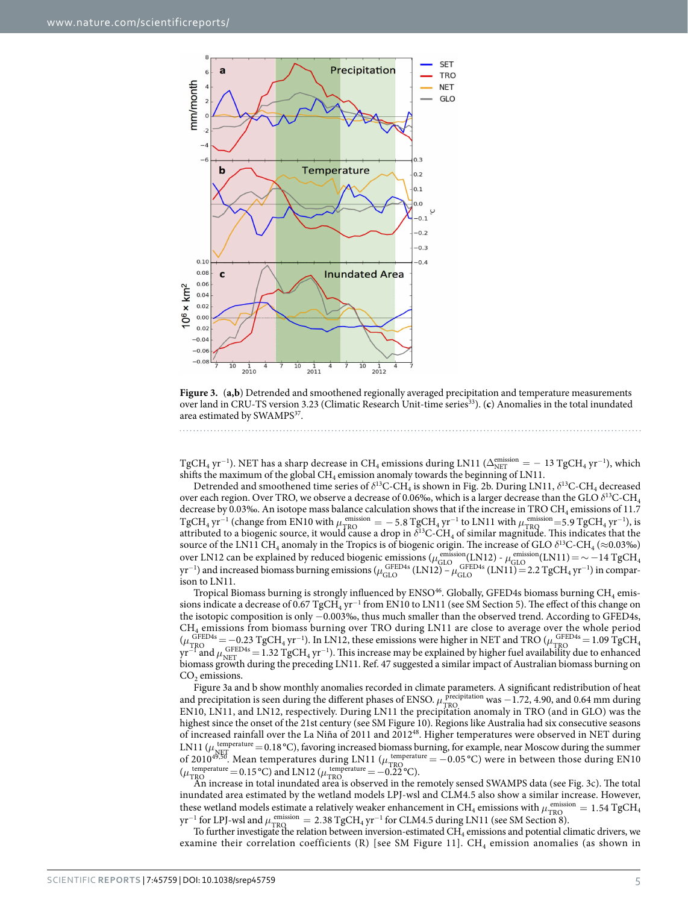**Figure 3.** (**a**,**b**) Detrended and smoothened regionally averaged precipitation and temperature measurements over land in CRU-TS version 3.23 (Climatic Research Unit-time series[33]). (**c**) Anomalies in the total inundated area estimated by SWAMPS[37].

$TgCH_4\ yr^{-1}$). NET has a sharp decrease in $CH_4$ emissions during LN11 ($\Delta_{NET}^{emission} = -13\ TgCH_4\ yr^{-1}$), which shifts the maximum of the global $CH_4$ emission anomaly towards the beginning of LN11.

Detrended and smoothened time series of $\delta^{13}C$-$CH_4$ is shown in Fig. 2b. During LN11, $\delta^{13}C$-$CH_4$ decreased over each region. Over TRO, we observe a decrease of 0.06‰, which is a larger decrease than the GLO $\delta^{13}C$-$CH_4$ decrease by 0.03‰. An isotope mass balance calculation shows that if the increase in TRO $CH_4$ emissions of 11.7 $TgCH_4\ yr^{-1}$ (change from EN10 with $\mu_{TRO}^{emission} = -5.8\ TgCH_4\ yr^{-1}$ to LN11 with $\mu_{TRO}^{emission} = 5.9\ TgCH_4\ yr^{-1}$), is attributed to a biogenic source, it would cause a drop in $\delta^{13}C$-$CH_4$ of similar magnitude. This indicates that the source of the LN11 $CH_4$ anomaly in the Tropics is of biogenic origin. The increase of GLO $\delta^{13}C$-$CH_4$ ($\approx$0.03‰) over LN12 can be explained by reduced biogenic emissions ($\mu_{GLO}^{emission}$(LN12) - $\mu_{GLO}^{emission}$(LN11) = $\sim -14\ TgCH_4\ yr^{-1}$) and increased biomass burning emissions ($\mu_{GLO}^{GFED4s}$ (LN12) $-$ $\mu_{GLO}^{GFED4s}$ (LN11) = 2.2 $TgCH_4\ yr^{-1}$) in comparison to LN11.

Tropical Biomass burning is strongly influenced by ENSO[46]. Globally, GFED4s biomass burning $CH_4$ emissions indicate a decrease of 0.67 $TgCH_4\ yr^{-1}$ from EN10 to LN11 (see SM Section 5). The effect of this change on the isotopic composition is only $-0.003$‰, thus much smaller than the observed trend. According to GFED4s, $CH_4$ emissions from biomass burning over TRO during LN11 are close to average over the whole period ($\mu_{TRO}^{GFED4s} = -0.23\ TgCH_4\ yr^{-1}$). In LN12, these emissions were higher in NET and TRO ($\mu_{TRO}^{GFED4s} = 1.09\ TgCH_4\ yr^{-1}$ and $\mu_{NET}^{GFED4s} = 1.32\ TgCH_4\ yr^{-1}$). This increase may be explained by higher fuel availability due to enhanced biomass growth during the preceding LN11. Ref. 47 suggested a similar impact of Australian biomass burning on $CO_2$ emissions.

Figure 3a and b show monthly anomalies recorded in climate parameters. A significant redistribution of heat and precipitation is seen during the different phases of ENSO. $\mu_{TRO}^{precipitation}$ was $-1.72$, 4.90, and 0.64 mm during EN10, LN11, and LN12, respectively. During LN11 the precipitation anomaly in TRO (and in GLO) was the highest since the onset of the 21st century (see SM Figure 10). Regions like Australia had six consecutive seasons of increased rainfall over the La Niña of 2011 and 2012[48]. Higher temperatures were observed in NET during LN11 ($\mu_{NET}^{temperature} = 0.18$ °C), favoring increased biomass burning, for example, near Moscow during the summer of 2010[49,50]. Mean temperatures during LN11 ($\mu_{TRO}^{temperature} = -0.05$ °C) were in between those during EN10 ($\mu_{TRO}^{temperature} = 0.15$ °C) and LN12 ($\mu_{TRO}^{temperature} = -0.22$ °C).

An increase in total inundated area is observed in the remotely sensed SWAMPS data (see Fig. 3c). The total inundated area estimated by the wetland models LPJ-wsl and CLM4.5 also show a similar increase. However, these wetland models estimate a relatively weaker enhancement in $CH_4$ emissions with $\mu_{TRO}^{emission} = 1.54\ TgCH_4\ yr^{-1}$ for LPJ-wsl and $\mu_{TRO}^{emission} = 2.38\ TgCH_4\ yr^{-1}$ for CLM4.5 during LN11 (see SM Section 8).

To further investigate the relation between inversion-estimated $CH_4$ emissions and potential climatic drivers, we examine their correlation coefficients (R) [see SM Figure 11]. $CH_4$ emission anomalies (as shown in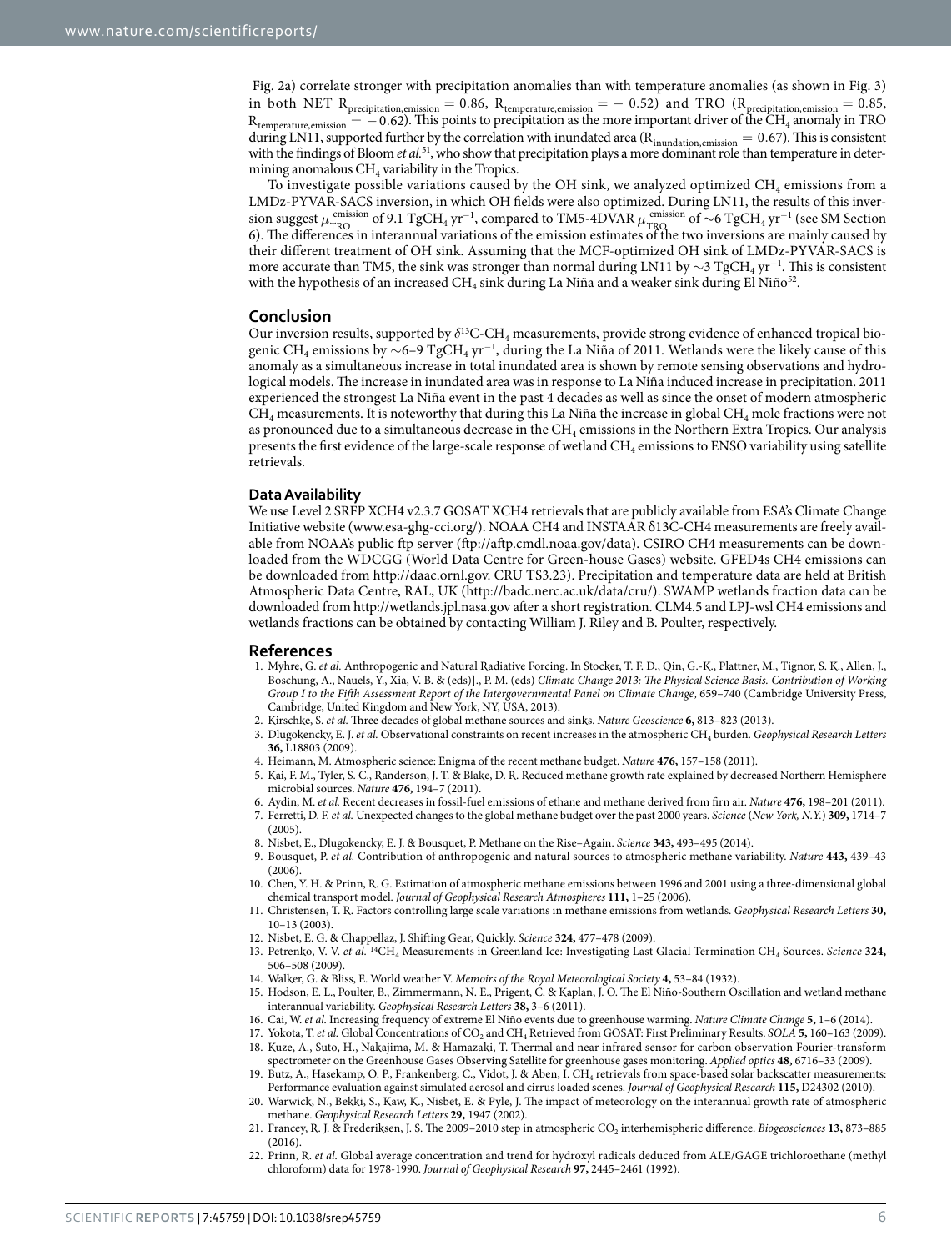Fig. 2a) correlate stronger with precipitation anomalies than with temperature anomalies (as shown in Fig. 3) in both NET ($R_{precipitation,emission} = 0.86$, $R_{temperature,emission} = -0.52$) and TRO ($R_{precipitation,emission} = 0.85$, $R_{temperature,emission} = -0.62$). This points to precipitation as the more important driver of the $CH_4$ anomaly in TRO during LN11, supported further by the correlation with inundated area ($R_{inundation,emission} = 0.67$). This is consistent with the findings of Bloom *et al.*[51], who show that precipitation plays a more dominant role than temperature in determining anomalous $CH_4$ variability in the Tropics.

To investigate possible variations caused by the OH sink, we analyzed optimized $CH_4$ emissions from a LMDz-PYVAR-SACS inversion, in which OH fields were also optimized. During LN11, the results of this inversion suggest $\mu_{TRO}^{emission}$ of 9.1 $TgCH_4\,yr^{-1}$, compared to TM5-4DVAR $\mu_{TRO}^{emission}$ of ~6 $TgCH_4\,yr^{-1}$ (see SM Section 6). The differences in interannual variations of the emission estimates of the two inversions are mainly caused by their different treatment of OH sink. Assuming that the MCF-optimized OH sink of LMDz-PYVAR-SACS is more accurate than TM5, the sink was stronger than normal during LN11 by ~3 $TgCH_4\,yr^{-1}$. This is consistent with the hypothesis of an increased $CH_4$ sink during La Niña and a weaker sink during El Niño[52].

## Conclusion

Our inversion results, supported by $\delta^{13}C$-$CH_4$ measurements, provide strong evidence of enhanced tropical biogenic $CH_4$ emissions by ~6–9 $TgCH_4\,yr^{-1}$, during the La Niña of 2011. Wetlands were the likely cause of this anomaly as a simultaneous increase in total inundated area is shown by remote sensing observations and hydrological models. The increase in inundated area was in response to La Niña induced increase in precipitation. 2011 experienced the strongest La Niña event in the past 4 decades as well as since the onset of modern atmospheric $CH_4$ measurements. It is noteworthy that during this La Niña the increase in global $CH_4$ mole fractions were not as pronounced due to a simultaneous decrease in the $CH_4$ emissions in the Northern Extra Tropics. Our analysis presents the first evidence of the large-scale response of wetland $CH_4$ emissions to ENSO variability using satellite retrievals.

### Data Availability

We use Level 2 SRFP XCH4 v2.3.7 GOSAT XCH4 retrievals that are publicly available from ESA's Climate Change Initiative website (www.esa-ghg-cci.org/). NOAA CH4 and INSTAAR δ13C-CH4 measurements are freely available from NOAA's public ftp server (ftp://aftp.cmdl.noaa.gov/data). CSIRO CH4 measurements can be downloaded from the WDCGG (World Data Centre for Green-house Gases) website. GFED4s CH4 emissions can be downloaded from http://daac.ornl.gov. CRU TS3.23). Precipitation and temperature data are held at British Atmospheric Data Centre, RAL, UK (http://badc.nerc.ac.uk/data/cru/). SWAMP wetlands fraction data can be downloaded from http://wetlands.jpl.nasa.gov after a short registration. CLM4.5 and LPJ-wsl CH4 emissions and wetlands fractions can be obtained by contacting William J. Riley and B. Poulter, respectively.

## References

1. Myhre, G. *et al.* Anthropogenic and Natural Radiative Forcing. In Stocker, T. F. D., Qin, G.-K., Plattner, M., Tignor, S. K., Allen, J., Boschung, A., Nauels, Y., Xia, V. B. & (eds)]., P. M. (eds) *Climate Change 2013: The Physical Science Basis. Contribution of Working Group I to the Fifth Assessment Report of the Intergovernmental Panel on Climate Change*, 659–740 (Cambridge University Press, Cambridge, United Kingdom and New York, NY, USA, 2013).
2. Kirschke, S. *et al.* Three decades of global methane sources and sinks. *Nature Geoscience* **6,** 813–823 (2013).
3. Dlugokencky, E. J. *et al.* Observational constraints on recent increases in the atmospheric $CH_4$ burden. *Geophysical Research Letters* **36,** L18803 (2009).
4. Heimann, M. Atmospheric science: Enigma of the recent methane budget. *Nature* **476,** 157–158 (2011).
5. Kai, F. M., Tyler, S. C., Randerson, J. T. & Blake, D. R. Reduced methane growth rate explained by decreased Northern Hemisphere microbial sources. *Nature* **476,** 194–7 (2011).
6. Aydin, M. *et al.* Recent decreases in fossil-fuel emissions of ethane and methane derived from firn air. *Nature* **476,** 198–201 (2011).
7. Ferretti, D. F. *et al.* Unexpected changes to the global methane budget over the past 2000 years. *Science* (*New York, N.Y.*) **309,** 1714–7 (2005).
8. Nisbet, E., Dlugokencky, E. J. & Bousquet, P. Methane on the Rise–Again. *Science* **343,** 493–495 (2014).
9. Bousquet, P. *et al.* Contribution of anthropogenic and natural sources to atmospheric methane variability. *Nature* **443,** 439–43 (2006).
10. Chen, Y. H. & Prinn, R. G. Estimation of atmospheric methane emissions between 1996 and 2001 using a three-dimensional global chemical transport model. *Journal of Geophysical Research Atmospheres* **111,** 1–25 (2006).
11. Christensen, T. R. Factors controlling large scale variations in methane emissions from wetlands. *Geophysical Research Letters* **30,** 10–13 (2003).
12. Nisbet, E. G. & Chappellaz, J. Shifting Gear, Quickly. *Science* **324,** 477–478 (2009).
13. Petrenko, V. V. *et al.* $^{14}CH_4$ Measurements in Greenland Ice: Investigating Last Glacial Termination $CH_4$ Sources. *Science* **324,** 506–508 (2009).
14. Walker, G. & Bliss, E. World weather V. *Memoirs of the Royal Meteorological Society* **4,** 53–84 (1932).
15. Hodson, E. L., Poulter, B., Zimmermann, N. E., Prigent, C. & Kaplan, J. O. The El Niño-Southern Oscillation and wetland methane interannual variability. *Geophysical Research Letters* **38,** 3–6 (2011).
16. Cai, W. *et al.* Increasing frequency of extreme El Niño events due to greenhouse warming. *Nature Climate Change* **5,** 1–6 (2014).
17. Yokota, T. *et al.* Global Concentrations of $CO_2$ and $CH_4$ Retrieved from GOSAT: First Preliminary Results. *SOLA* **5,** 160–163 (2009).
18. Kuze, A., Suto, H., Nakajima, M. & Hamazaki, T. Thermal and near infrared sensor for carbon observation Fourier-transform spectrometer on the Greenhouse Gases Observing Satellite for greenhouse gases monitoring. *Applied optics* **48,** 6716–33 (2009).
19. Butz, A., Hasekamp, O. P., Frankenberg, C., Vidot, J. & Aben, I. $CH_4$ retrievals from space-based solar backscatter measurements: Performance evaluation against simulated aerosol and cirrus loaded scenes. *Journal of Geophysical Research* **115,** D24302 (2010).
20. Warwick, N., Bekki, S., Kaw, K., Nisbet, E. & Pyle, J. The impact of meteorology on the interannual growth rate of atmospheric methane. *Geophysical Research Letters* **29,** 1947 (2002).
21. Francey, R. J. & Frederiksen, J. S. The 2009–2010 step in atmospheric $CO_2$ interhemispheric difference. *Biogeosciences* **13,** 873–885 (2016).
22. Prinn, R. *et al.* Global average concentration and trend for hydroxyl radicals deduced from ALE/GAGE trichloroethane (methyl chloroform) data for 1978-1990. *Journal of Geophysical Research* **97,** 2445–2461 (1992).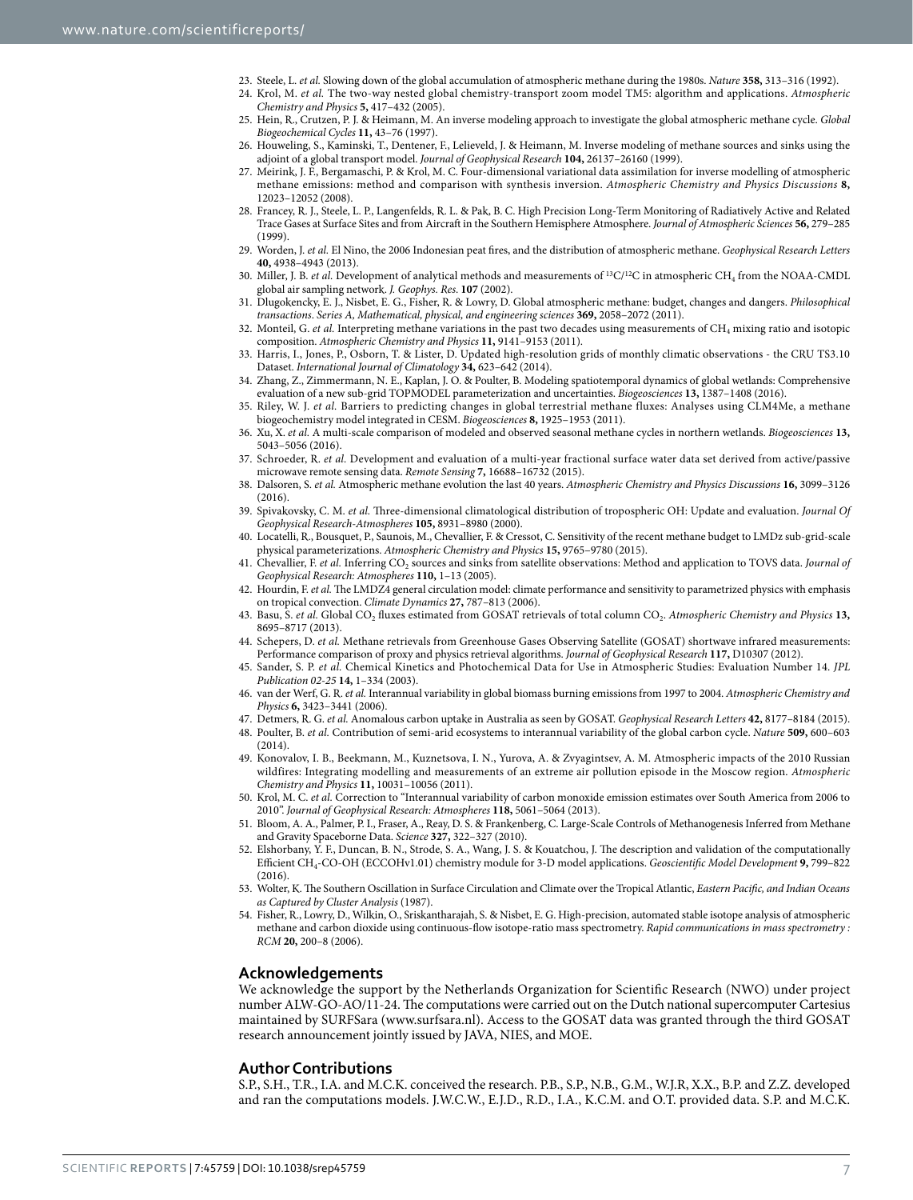23. Steele, L. *et al.* Slowing down of the global accumulation of atmospheric methane during the 1980s. *Nature* **358,** 313–316 (1992).
24. Krol, M. *et al.* The two-way nested global chemistry-transport zoom model TM5: algorithm and applications. *Atmospheric Chemistry and Physics* **5,** 417–432 (2005).
25. Hein, R., Crutzen, P. J. & Heimann, M. An inverse modeling approach to investigate the global atmospheric methane cycle. *Global Biogeochemical Cycles* **11,** 43–76 (1997).
26. Houweling, S., Kaminski, T., Dentener, F., Lelieveld, J. & Heimann, M. Inverse modeling of methane sources and sinks using the adjoint of a global transport model. *Journal of Geophysical Research* **104,** 26137–26160 (1999).
27. Meirink, J. F., Bergamaschi, P. & Krol, M. C. Four-dimensional variational data assimilation for inverse modelling of atmospheric methane emissions: method and comparison with synthesis inversion. *Atmospheric Chemistry and Physics Discussions* **8,** 12023–12052 (2008).
28. Francey, R. J., Steele, L. P., Langenfelds, R. L. & Pak, B. C. High Precision Long-Term Monitoring of Radiatively Active and Related Trace Gases at Surface Sites and from Aircraft in the Southern Hemisphere Atmosphere. *Journal of Atmospheric Sciences* **56,** 279–285 (1999).
29. Worden, J. *et al.* El Nino, the 2006 Indonesian peat fires, and the distribution of atmospheric methane. *Geophysical Research Letters* **40,** 4938–4943 (2013).
30. Miller, J. B. *et al.* Development of analytical methods and measurements of $^{13}C/^{12}C$ in atmospheric $CH_4$ from the NOAA-CMDL global air sampling network. *J. Geophys. Res.* **107** (2002).
31. Dlugokencky, E. J., Nisbet, E. G., Fisher, R. & Lowry, D. Global atmospheric methane: budget, changes and dangers. *Philosophical transactions. Series A, Mathematical, physical, and engineering sciences* **369,** 2058–2072 (2011).
32. Monteil, G. *et al.* Interpreting methane variations in the past two decades using measurements of $CH_4$ mixing ratio and isotopic composition. *Atmospheric Chemistry and Physics* **11,** 9141–9153 (2011).
33. Harris, I., Jones, P., Osborn, T. & Lister, D. Updated high-resolution grids of monthly climatic observations - the CRU TS3.10 Dataset. *International Journal of Climatology* **34,** 623–642 (2014).
34. Zhang, Z., Zimmermann, N. E., Kaplan, J. O. & Poulter, B. Modeling spatiotemporal dynamics of global wetlands: Comprehensive evaluation of a new sub-grid TOPMODEL parameterization and uncertainties. *Biogeosciences* **13,** 1387–1408 (2016).
35. Riley, W. J. *et al.* Barriers to predicting changes in global terrestrial methane fluxes: Analyses using CLM4Me, a methane biogeochemistry model integrated in CESM. *Biogeosciences* **8,** 1925–1953 (2011).
36. Xu, X. *et al.* A multi-scale comparison of modeled and observed seasonal methane cycles in northern wetlands. *Biogeosciences* **13,** 5043–5056 (2016).
37. Schroeder, R. *et al.* Development and evaluation of a multi-year fractional surface water data set derived from active/passive microwave remote sensing data. *Remote Sensing* **7,** 16688–16732 (2015).
38. Dalsoren, S. *et al.* Atmospheric methane evolution the last 40 years. *Atmospheric Chemistry and Physics Discussions* **16,** 3099–3126 (2016).
39. Spivakovsky, C. M. *et al.* Three-dimensional climatological distribution of tropospheric OH: Update and evaluation. *Journal Of Geophysical Research-Atmospheres* **105,** 8931–8980 (2000).
40. Locatelli, R., Bousquet, P., Saunois, M., Chevallier, F. & Cressot, C. Sensitivity of the recent methane budget to LMDz sub-grid-scale physical parameterizations. *Atmospheric Chemistry and Physics* **15,** 9765–9780 (2015).
41. Chevallier, F. *et al.* Inferring $CO_2$ sources and sinks from satellite observations: Method and application to TOVS data. *Journal of Geophysical Research: Atmospheres* **110,** 1–13 (2005).
42. Hourdin, F. *et al.* The LMDZ4 general circulation model: climate performance and sensitivity to parametrized physics with emphasis on tropical convection. *Climate Dynamics* **27,** 787–813 (2006).
43. Basu, S. *et al.* Global $CO_2$ fluxes estimated from GOSAT retrievals of total column $CO_2$. *Atmospheric Chemistry and Physics* **13,** 8695–8717 (2013).
44. Schepers, D. *et al.* Methane retrievals from Greenhouse Gases Observing Satellite (GOSAT) shortwave infrared measurements: Performance comparison of proxy and physics retrieval algorithms. *Journal of Geophysical Research* **117,** D10307 (2012).
45. Sander, S. P. *et al.* Chemical Kinetics and Photochemical Data for Use in Atmospheric Studies: Evaluation Number 14. *JPL Publication 02-25* **14,** 1–334 (2003).
46. van der Werf, G. R. *et al.* Interannual variability in global biomass burning emissions from 1997 to 2004. *Atmospheric Chemistry and Physics* **6,** 3423–3441 (2006).
47. Detmers, R. G. *et al.* Anomalous carbon uptake in Australia as seen by GOSAT. *Geophysical Research Letters* **42,** 8177–8184 (2015).
48. Poulter, B. *et al.* Contribution of semi-arid ecosystems to interannual variability of the global carbon cycle. *Nature* **509,** 600–603 (2014).
49. Konovalov, I. B., Beekmann, M., Kuznetsova, I. N., Yurova, A. & Zvyagintsev, A. M. Atmospheric impacts of the 2010 Russian wildfires: Integrating modelling and measurements of an extreme air pollution episode in the Moscow region. *Atmospheric Chemistry and Physics* **11,** 10031–10056 (2011).
50. Krol, M. C. *et al.* Correction to "Interannual variability of carbon monoxide emission estimates over South America from 2006 to 2010". *Journal of Geophysical Research: Atmospheres* **118,** 5061–5064 (2013).
51. Bloom, A. A., Palmer, P. I., Fraser, A., Reay, D. S. & Frankenberg, C. Large-Scale Controls of Methanogenesis Inferred from Methane and Gravity Spaceborne Data. *Science* **327,** 322–327 (2010).
52. Elshorbany, Y. F., Duncan, B. N., Strode, S. A., Wang, J. S. & Kouatchou, J. The description and validation of the computationally Efficient $CH_4$-CO-OH (ECCOHv1.01) chemistry module for 3-D model applications. *Geoscientific Model Development* **9,** 799–822 (2016).
53. Wolter, K. The Southern Oscillation in Surface Circulation and Climate over the Tropical Atlantic, *Eastern Pacific, and Indian Oceans as Captured by Cluster Analysis* (1987).
54. Fisher, R., Lowry, D., Wilkin, O., Sriskantharajah, S. & Nisbet, E. G. High-precision, automated stable isotope analysis of atmospheric methane and carbon dioxide using continuous-flow isotope-ratio mass spectrometry. *Rapid communications in mass spectrometry : RCM* **20,** 200–8 (2006).

## Acknowledgements

We acknowledge the support by the Netherlands Organization for Scientific Research (NWO) under project number ALW-GO-AO/11-24. The computations were carried out on the Dutch national supercomputer Cartesius maintained by SURFSara (www.surfsara.nl). Access to the GOSAT data was granted through the third GOSAT research announcement jointly issued by JAVA, NIES, and MOE.

## Author Contributions

S.P., S.H., T.R., I.A. and M.C.K. conceived the research. P.B., S.P., N.B., G.M., W.J.R, X.X., B.P. and Z.Z. developed and ran the computations models. J.W.C.W., E.J.D., R.D., I.A., K.C.M. and O.T. provided data. S.P. and M.C.K.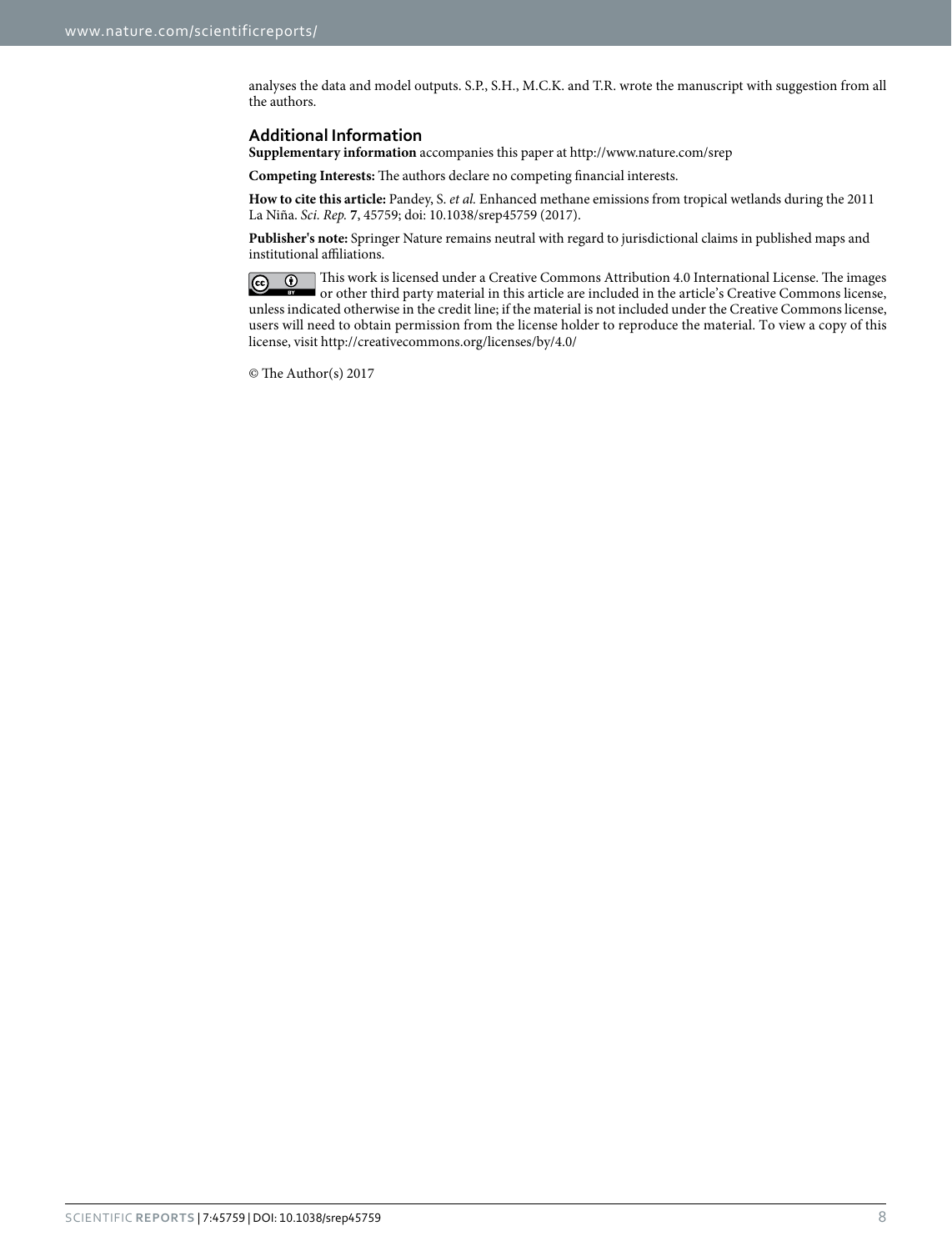analyses the data and model outputs. S.P., S.H., M.C.K. and T.R. wrote the manuscript with suggestion from all the authors.

## Additional Information

**Supplementary information** accompanies this paper at http://www.nature.com/srep

**Competing Interests:** The authors declare no competing financial interests.

**How to cite this article:** Pandey, S. *et al.* Enhanced methane emissions from tropical wetlands during the 2011 La Niña. *Sci. Rep.* **7**, 45759; doi: 10.1038/srep45759 (2017).

**Publisher's note:** Springer Nature remains neutral with regard to jurisdictional claims in published maps and institutional affiliations.

This work is licensed under a Creative Commons Attribution 4.0 International License. The images or other third party material in this article are included in the article's Creative Commons license, unless indicated otherwise in the credit line; if the material is not included under the Creative Commons license, users will need to obtain permission from the license holder to reproduce the material. To view a copy of this license, visit http://creativecommons.org/licenses/by/4.0/

© The Author(s) 2017